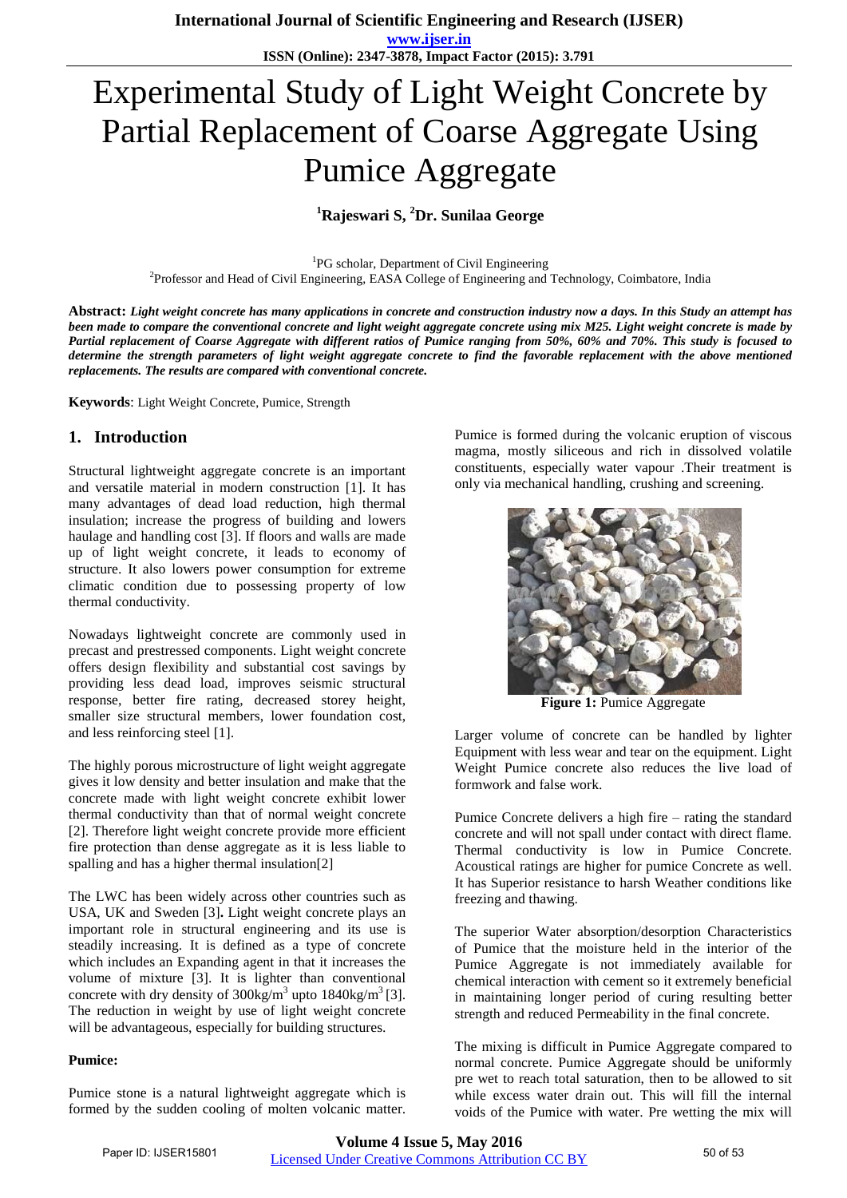# Experimental Study of Light Weight Concrete by Partial Replacement of Coarse Aggregate Using Pumice Aggregate

**[1]Rajeswari S, [2]Dr. Sunilaa George**

[1]PG scholar, Department of Civil Engineering
[2]Professor and Head of Civil Engineering, EASA College of Engineering and Technology, Coimbatore, India

**Abstract:** ***Light weight concrete has many applications in concrete and construction industry now a days. In this Study an attempt has been made to compare the conventional concrete and light weight aggregate concrete using mix M25. Light weight concrete is made by Partial replacement of Coarse Aggregate with different ratios of Pumice ranging from 50%, 60% and 70%. This study is focused to determine the strength parameters of light weight aggregate concrete to find the favorable replacement with the above mentioned replacements. The results are compared with conventional concrete.***

**Keywords**: Light Weight Concrete, Pumice, Strength

## 1. Introduction

Structural lightweight aggregate concrete is an important and versatile material in modern construction [1]. It has many advantages of dead load reduction, high thermal insulation; increase the progress of building and lowers haulage and handling cost [3]. If floors and walls are made up of light weight concrete, it leads to economy of structure. It also lowers power consumption for extreme climatic condition due to possessing property of low thermal conductivity.

Nowadays lightweight concrete are commonly used in precast and prestressed components. Light weight concrete offers design flexibility and substantial cost savings by providing less dead load, improves seismic structural response, better fire rating, decreased storey height, smaller size structural members, lower foundation cost, and less reinforcing steel [1].

The highly porous microstructure of light weight aggregate gives it low density and better insulation and make that the concrete made with light weight concrete exhibit lower thermal conductivity than that of normal weight concrete [2]. Therefore light weight concrete provide more efficient fire protection than dense aggregate as it is less liable to spalling and has a higher thermal insulation[2]

The LWC has been widely across other countries such as USA, UK and Sweden [3]**.** Light weight concrete plays an important role in structural engineering and its use is steadily increasing. It is defined as a type of concrete which includes an Expanding agent in it increases the volume of mixture [3]. It is lighter than conventional concrete with dry density of 300kg/m$^3$ upto 1840kg/m$^3$ [3]. The reduction in weight by use of light weight concrete will be advantageous, especially for building structures.

**Pumice:**

Pumice stone is a natural lightweight aggregate which is formed by the sudden cooling of molten volcanic matter. Pumice is formed during the volcanic eruption of viscous magma, mostly siliceous and rich in dissolved volatile constituents, especially water vapour .Their treatment is only via mechanical handling, crushing and screening.

**Figure 1:** Pumice Aggregate

Larger volume of concrete can be handled by lighter Equipment with less wear and tear on the equipment. Light Weight Pumice concrete also reduces the live load of formwork and false work.

Pumice Concrete delivers a high fire – rating the standard concrete and will not spall under contact with direct flame. Thermal conductivity is low in Pumice Concrete. Acoustical ratings are higher for pumice Concrete as well. It has Superior resistance to harsh Weather conditions like freezing and thawing.

The superior Water absorption/desorption Characteristics of Pumice that the moisture held in the interior of the Pumice Aggregate is not immediately available for chemical interaction with cement so it extremely beneficial in maintaining longer period of curing resulting better strength and reduced Permeability in the final concrete.

The mixing is difficult in Pumice Aggregate compared to normal concrete. Pumice Aggregate should be uniformly pre wet to reach total saturation, then to be allowed to sit while excess water drain out. This will fill the internal voids of the Pumice with water. Pre wetting the mix will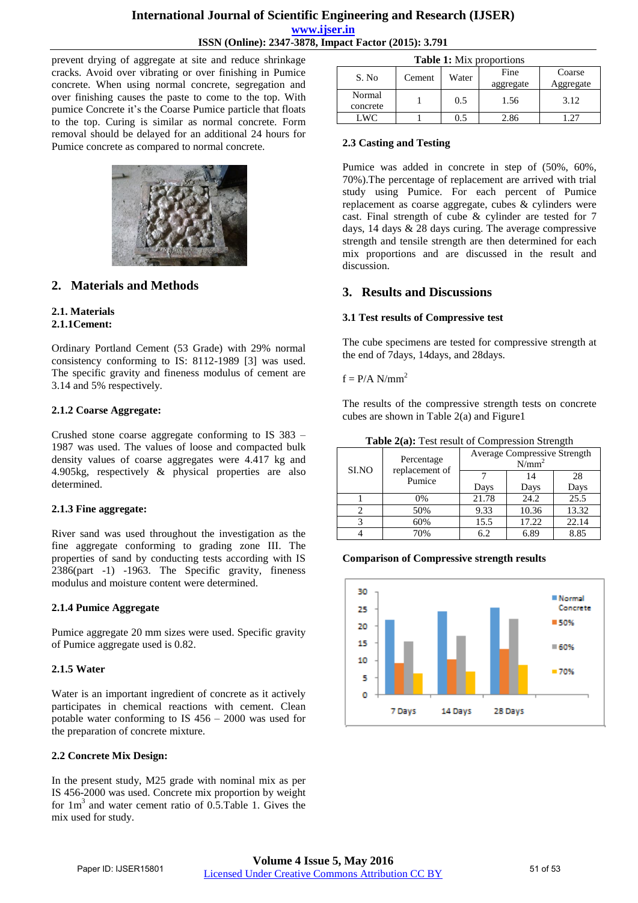prevent drying of aggregate at site and reduce shrinkage cracks. Avoid over vibrating or over finishing in Pumice concrete. When using normal concrete, segregation and over finishing causes the paste to come to the top. With pumice Concrete it's the Coarse Pumice particle that floats to the top. Curing is similar as normal concrete. Form removal should be delayed for an additional 24 hours for Pumice concrete as compared to normal concrete.

## 2. Materials and Methods

### 2.1. Materials

#### 2.1.1Cement:

Ordinary Portland Cement (53 Grade) with 29% normal consistency conforming to IS: 8112-1989 [3] was used. The specific gravity and fineness modulus of cement are 3.14 and 5% respectively.

#### 2.1.2 Coarse Aggregate:

Crushed stone coarse aggregate conforming to IS 383 – 1987 was used. The values of loose and compacted bulk density values of coarse aggregates were 4.417 kg and 4.905kg, respectively & physical properties are also determined.

#### 2.1.3 Fine aggregate:

River sand was used throughout the investigation as the fine aggregate conforming to grading zone III. The properties of sand by conducting tests according with IS 2386(part -1) -1963. The Specific gravity, fineness modulus and moisture content were determined.

#### 2.1.4 Pumice Aggregate

Pumice aggregate 20 mm sizes were used. Specific gravity of Pumice aggregate used is 0.82.

#### 2.1.5 Water

Water is an important ingredient of concrete as it actively participates in chemical reactions with cement. Clean potable water conforming to IS 456 – 2000 was used for the preparation of concrete mixture.

### 2.2 Concrete Mix Design:

In the present study, M25 grade with nominal mix as per IS 456-2000 was used. Concrete mix proportion by weight for $1m^3$ and water cement ratio of 0.5.Table 1. Gives the mix used for study.

**Table 1:** Mix proportions

| S. No | Cement | Water | Fine aggregate | Coarse Aggregate |
|---|---|---|---|---|
| Normal concrete | 1 | 0.5 | 1.56 | 3.12 |
| LWC | 1 | 0.5 | 2.86 | 1.27 |

### 2.3 Casting and Testing

Pumice was added in concrete in step of (50%, 60%, 70%).The percentage of replacement are arrived with trial study using Pumice. For each percent of Pumice replacement as coarse aggregate, cubes & cylinders were cast. Final strength of cube & cylinder are tested for 7 days, 14 days & 28 days curing. The average compressive strength and tensile strength are then determined for each mix proportions and are discussed in the result and discussion.

## 3. Results and Discussions

### 3.1 Test results of Compressive test

The cube specimens are tested for compressive strength at the end of 7days, 14days, and 28days.

$f = P/A\ N/mm^2$

The results of the compressive strength tests on concrete cubes are shown in Table 2(a) and Figure1

**Table 2(a):** Test result of Compression Strength

| SI.NO | Percentage replacement of Pumice | Average Compressive Strength $N/mm^2$ | | |
|---|---|---|---|---|
| | | 7 Days | 14 Days | 28 Days |
| 1 | 0% | 21.78 | 24.2 | 25.5 |
| 2 | 50% | 9.33 | 10.36 | 13.32 |
| 3 | 60% | 15.5 | 17.22 | 22.14 |
| 4 | 70% | 6.2 | 6.89 | 8.85 |

**Comparison of Compressive strength results**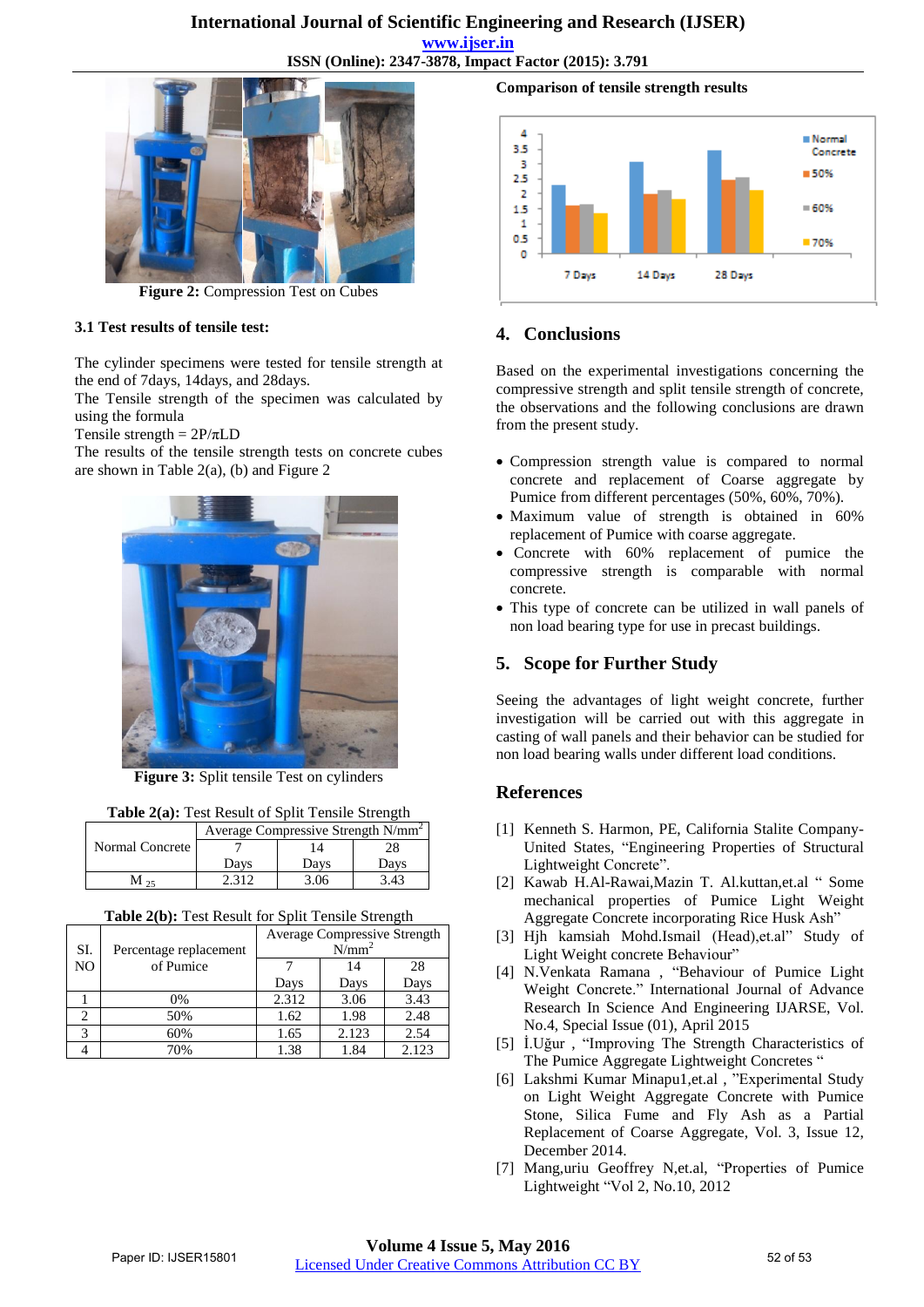Figure 2: Compression Test on Cubes

### 3.1 Test results of tensile test:

The cylinder specimens were tested for tensile strength at the end of 7days, 14days, and 28days.
The Tensile strength of the specimen was calculated by using the formula
Tensile strength = $2P/\pi LD$
The results of the tensile strength tests on concrete cubes are shown in Table 2(a), (b) and Figure 2

Figure 3: Split tensile Test on cylinders

**Table 2(a):** Test Result of Split Tensile Strength

| Normal Concrete | Average Compressive Strength N/mm$^2$ | | |
|---|---|---|---|
| | 7 Days | 14 Days | 28 Days |
| $M_{25}$ | 2.312 | 3.06 | 3.43 |

**Table 2(b):** Test Result for Split Tensile Strength

| SI. NO | Percentage replacement of Pumice | Average Compressive Strength N/mm$^2$ | | |
|---|---|---|---|---|
| | | 7 Days | 14 Days | 28 Days |
| 1 | 0% | 2.312 | 3.06 | 3.43 |
| 2 | 50% | 1.62 | 1.98 | 2.48 |
| 3 | 60% | 1.65 | 2.123 | 2.54 |
| 4 | 70% | 1.38 | 1.84 | 2.123 |

**Comparison of tensile strength results**

## 4. Conclusions

Based on the experimental investigations concerning the compressive strength and split tensile strength of concrete, the observations and the following conclusions are drawn from the present study.

- Compression strength value is compared to normal concrete and replacement of Coarse aggregate by Pumice from different percentages (50%, 60%, 70%).
- Maximum value of strength is obtained in 60% replacement of Pumice with coarse aggregate.
- Concrete with 60% replacement of pumice the compressive strength is comparable with normal concrete.
- This type of concrete can be utilized in wall panels of non load bearing type for use in precast buildings.

## 5. Scope for Further Study

Seeing the advantages of light weight concrete, further investigation will be carried out with this aggregate in casting of wall panels and their behavior can be studied for non load bearing walls under different load conditions.

## References

[1] Kenneth S. Harmon, PE, California Stalite Company-United States, "Engineering Properties of Structural Lightweight Concrete".
[2] Kawab H.Al-Rawai,Mazin T. Al.kuttan,et.al " Some mechanical properties of Pumice Light Weight Aggregate Concrete incorporating Rice Husk Ash"
[3] Hjh kamsiah Mohd.Ismail (Head),et.al" Study of Light Weight concrete Behaviour"
[4] N.Venkata Ramana , "Behaviour of Pumice Light Weight Concrete." International Journal of Advance Research In Science And Engineering IJARSE, Vol. No.4, Special Issue (01), April 2015
[5] İ.Uğur , "Improving The Strength Characteristics of The Pumice Aggregate Lightweight Concretes "
[6] Lakshmi Kumar Minapu1,et.al , "Experimental Study on Light Weight Aggregate Concrete with Pumice Stone, Silica Fume and Fly Ash as a Partial Replacement of Coarse Aggregate, Vol. 3, Issue 12, December 2014.
[7] Mang,uriu Geoffrey N,et.al, "Properties of Pumice Lightweight "Vol 2, No.10, 2012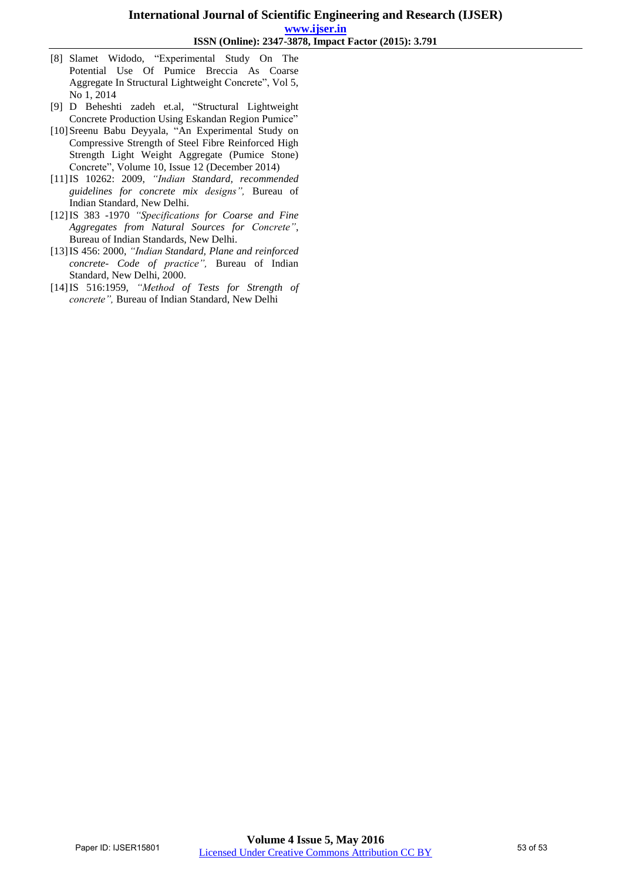[8] Slamet Widodo, "Experimental Study On The Potential Use Of Pumice Breccia As Coarse Aggregate In Structural Lightweight Concrete", Vol 5, No 1, 2014

[9] D Beheshti zadeh et.al, "Structural Lightweight Concrete Production Using Eskandan Region Pumice"

[10] Sreenu Babu Deyyala, "An Experimental Study on Compressive Strength of Steel Fibre Reinforced High Strength Light Weight Aggregate (Pumice Stone) Concrete", Volume 10, Issue 12 (December 2014)

[11] IS 10262: 2009, *"Indian Standard, recommended guidelines for concrete mix designs",* Bureau of Indian Standard, New Delhi.

[12] IS 383 -1970 *"Specifications for Coarse and Fine Aggregates from Natural Sources for Concrete"*, Bureau of Indian Standards, New Delhi.

[13] IS 456: 2000, *"Indian Standard, Plane and reinforced concrete- Code of practice",* Bureau of Indian Standard, New Delhi, 2000.

[14] IS 516:1959, *"Method of Tests for Strength of concrete",* Bureau of Indian Standard, New Delhi